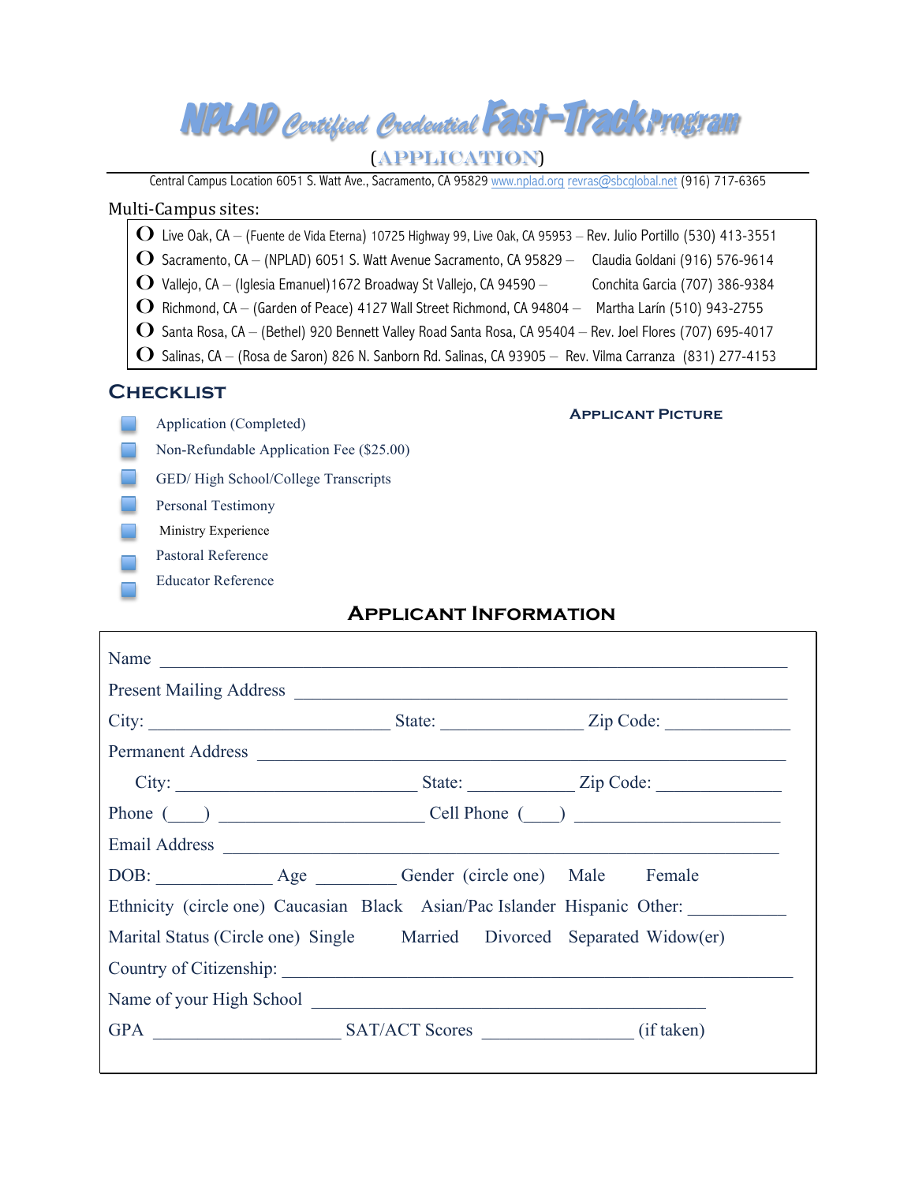# NPLAD Certified Credential Fast-Track Program

(APPLICATION)

Central Campus Location 6051 S. Watt Ave., Sacramento, CA 95829 www.nplad.org revras@sbcglobal.net (916) 717-6365

Multi-Campus sites:

- O Live Oak, CA – (Fuente de Vida Eterna) 10725 Highway 99, Live Oak, CA 95953 – Rev. Julio Portillo (530) 413-3551
- O Sacramento, CA – (NPLAD) 6051 S. Watt Avenue Sacramento, CA 95829 – Claudia Goldani (916) 576-9614
- O Vallejo, CA – (Iglesia Emanuel)1672 Broadway St Vallejo, CA 94590 – Conchita Garcia (707) 386-9384
- O Richmond, CA – (Garden of Peace) 4127 Wall Street Richmond, CA 94804 – Martha Larín (510) 943-2755
- O Santa Rosa, CA – (Bethel) 920 Bennett Valley Road Santa Rosa, CA 95404 – Rev. Joel Flores (707) 695-4017
- O Salinas, CA – (Rosa de Saron) 826 N. Sanborn Rd. Salinas, CA 93905 – Rev. Vilma Carranza (831) 277-4153

## Checklist

- ☐ Application (Completed)
- ☐ Non-Refundable Application Fee ($25.00)
- ☐ GED/ High School/College Transcripts
- ☐ Personal Testimony
- ☐ Ministry Experience
- ☐ Pastoral Reference
- ☐ Educator Reference

**Applicant Picture**

## Applicant Information

Name ______________________________________________

Present Mailing Address ______________________________________________

City: ______________________ State: ______________ Zip Code: ____________

Permanent Address ______________________________________________

City: ______________________ State: __________ Zip Code: ____________

Phone (___) ____________________ Cell Phone (___) ____________________

Email Address ______________________________________________

DOB: ___________ Age ________ Gender (circle one) Male Female

Ethnicity (circle one) Caucasian Black Asian/Pac Islander Hispanic Other: _________

Marital Status (Circle one) Single Married Divorced Separated Widow(er)

Country of Citizenship: ______________________________________________

Name of your High School ______________________________________

GPA __________________ SAT/ACT Scores ______________ (if taken)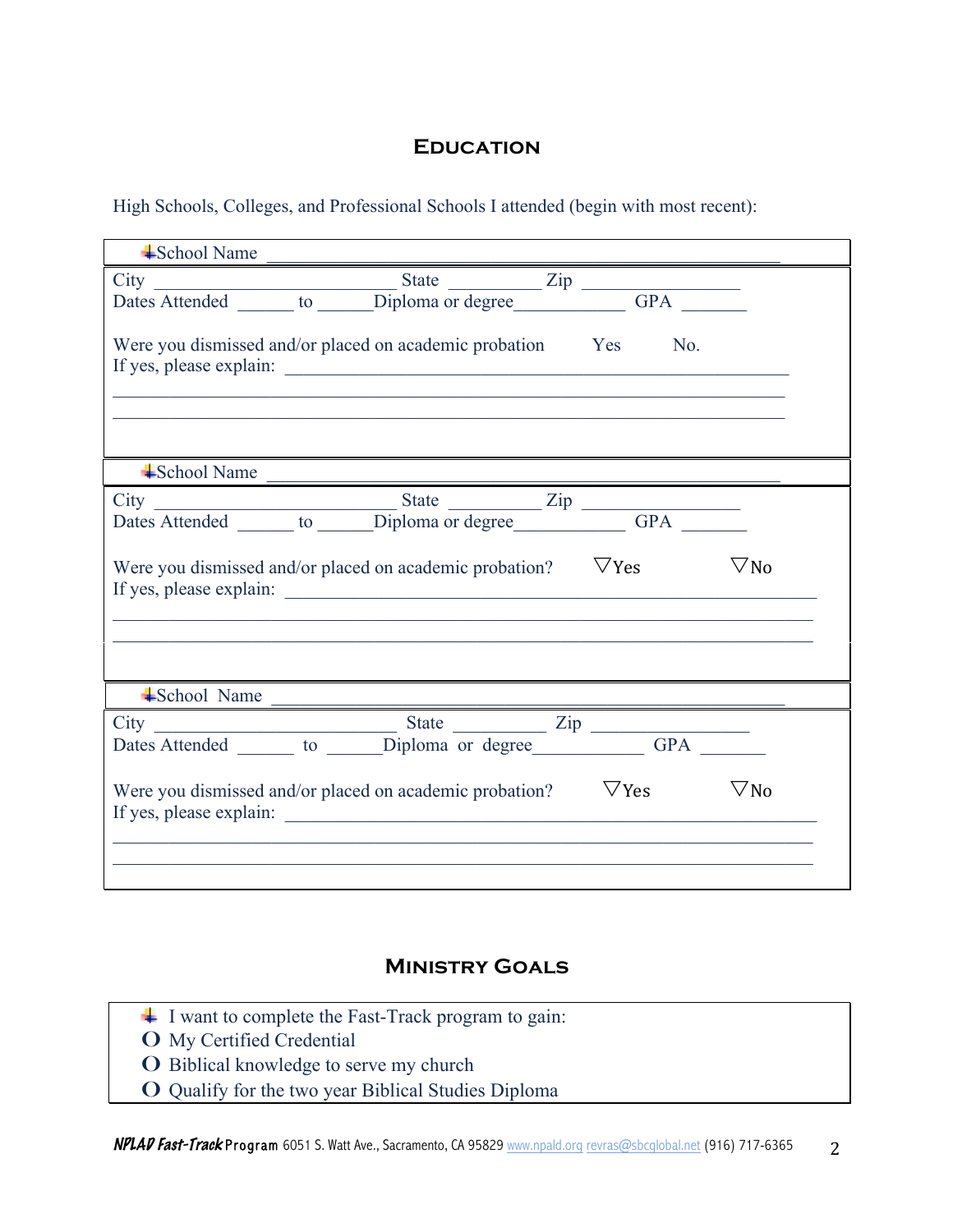## Education

High Schools, Colleges, and Professional Schools I attended (begin with most recent):

✚School Name ____________________________________________________________

City ___________________________ State __________ Zip _________________
Dates Attended ______ to ______Diploma or degree____________ GPA _______

Were you dismissed and/or placed on academic probation Yes No.
If yes, please explain: _________________________________________________________

___________________________________________________________________________

___________________________________________________________________________

✚School Name ____________________________________________________________

City ___________________________ State __________ Zip _________________
Dates Attended ______ to ______Diploma or degree____________ GPA _______

Were you dismissed and/or placed on academic probation? ▽Yes ▽No
If yes, please explain: _________________________________________________________

___________________________________________________________________________

___________________________________________________________________________

✚School Name ____________________________________________________________

City ___________________________ State __________ Zip _________________
Dates Attended ______ to ______Diploma or degree____________ GPA _______

Were you dismissed and/or placed on academic probation? ▽Yes ▽No
If yes, please explain: _________________________________________________________

___________________________________________________________________________

___________________________________________________________________________

## Ministry Goals

✚ I want to complete the Fast-Track program to gain:

- O My Certified Credential
- O Biblical knowledge to serve my church
- O Qualify for the two year Biblical Studies Diploma

***NPLAD Fast-Track* Program** 6051 S. Watt Ave., Sacramento, CA 95829 www.npald.org revras@sbcglobal.net (916) 717-6365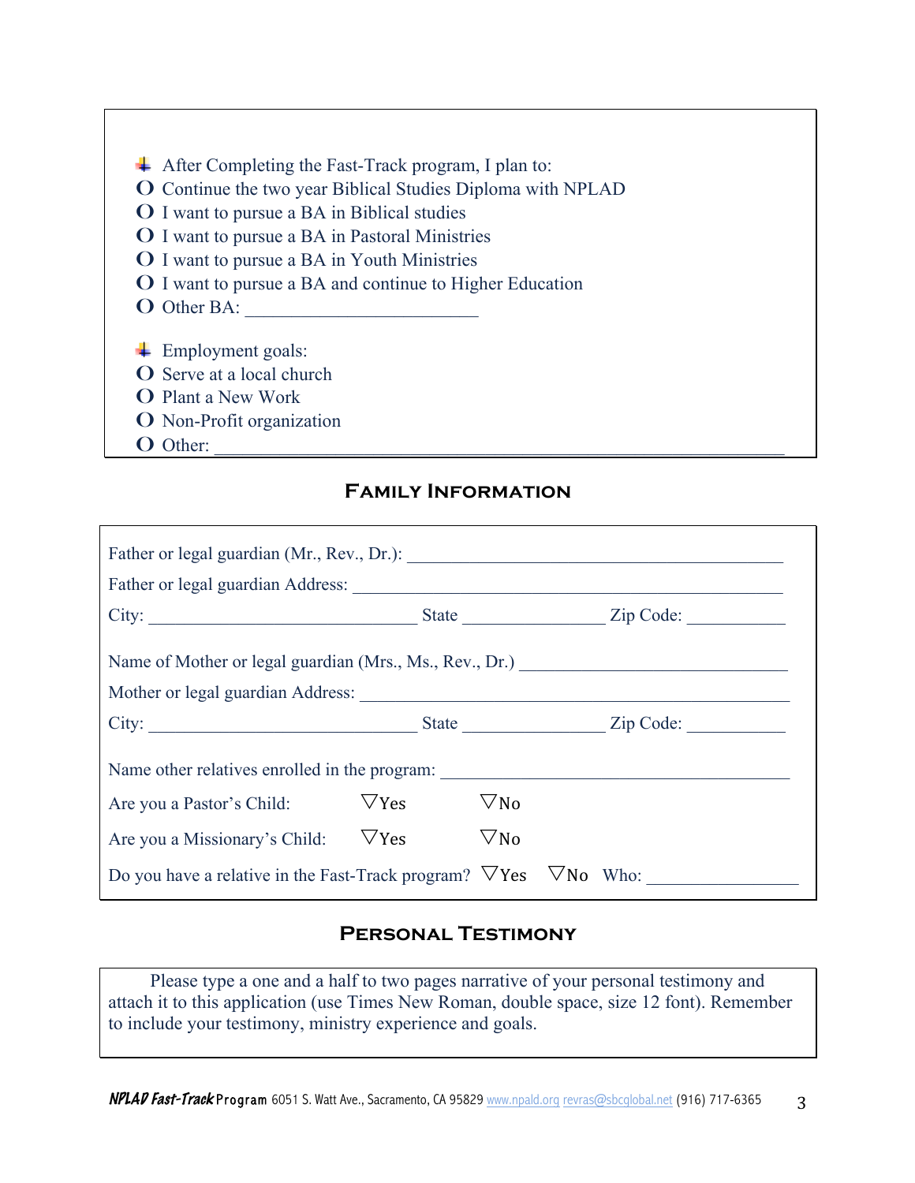- After Completing the Fast-Track program, I plan to:
- O Continue the two year Biblical Studies Diploma with NPLAD
- O I want to pursue a BA in Biblical studies
- O I want to pursue a BA in Pastoral Ministries
- O I want to pursue a BA in Youth Ministries
- O I want to pursue a BA and continue to Higher Education
- O Other BA: ________________________

- Employment goals:
- O Serve at a local church
- O Plant a New Work
- O Non-Profit organization
- O Other: ____________________________________________________________

## Family Information

Father or legal guardian (Mr., Rev., Dr.): ____________________________________________

Father or legal guardian Address: ________________________________________________

City: ______________________________ State _______________ Zip Code: __________

Name of Mother or legal guardian (Mrs., Ms., Rev., Dr.) _____________________________

Mother or legal guardian Address: ________________________________________________

City: ______________________________ State _______________ Zip Code: __________

Name other relatives enrolled in the program: ____________________________________

Are you a Pastor's Child: ▽Yes ▽No

Are you a Missionary's Child: ▽Yes ▽No

Do you have a relative in the Fast-Track program? ▽Yes ▽No Who: _______________

## Personal Testimony

Please type a one and a half to two pages narrative of your personal testimony and attach it to this application (use Times New Roman, double space, size 12 font). Remember to include your testimony, ministry experience and goals.

***NPLAD Fast-Track* Program** 6051 S. Watt Ave., Sacramento, CA 95829 www.npald.org revras@sbcglobal.net (916) 717-6365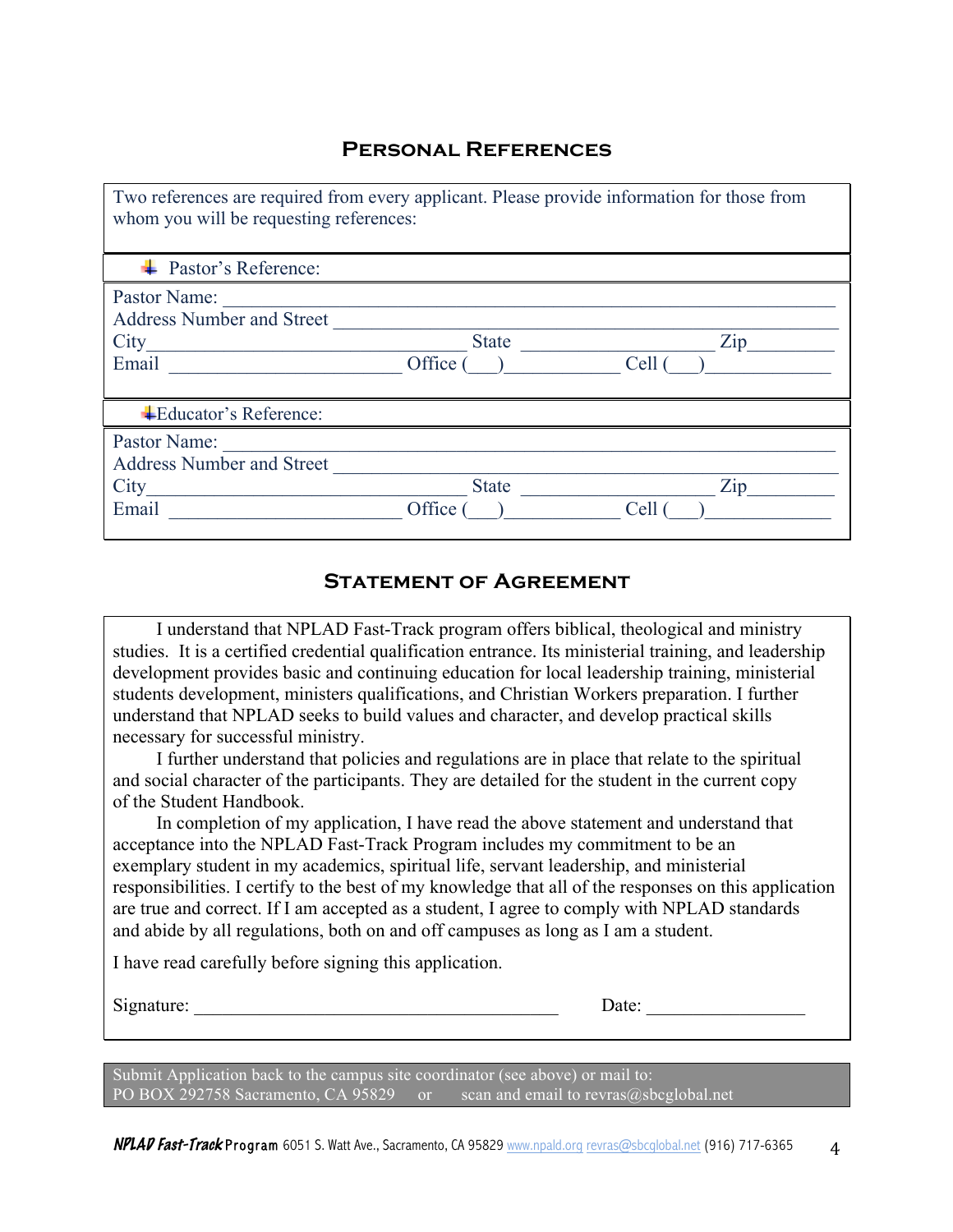## Personal References

Two references are required from every applicant. Please provide information for those from whom you will be requesting references:

- Pastor's Reference:

Pastor Name: ____________________________________________________________

Address Number and Street ______________________________________________

City_________________________________ State ____________________ Zip_________

Email _______________________ Office (___)___________ Cell (___)_____________

- Educator's Reference:

Pastor Name: ____________________________________________________________

Address Number and Street ______________________________________________

City_________________________________ State ____________________ Zip_________

Email _______________________ Office (___)___________ Cell (___)_____________

## Statement of Agreement

I understand that NPLAD Fast-Track program offers biblical, theological and ministry studies. It is a certified credential qualification entrance. Its ministerial training, and leadership development provides basic and continuing education for local leadership training, ministerial students development, ministers qualifications, and Christian Workers preparation. I further understand that NPLAD seeks to build values and character, and develop practical skills necessary for successful ministry.

I further understand that policies and regulations are in place that relate to the spiritual and social character of the participants. They are detailed for the student in the current copy of the Student Handbook.

In completion of my application, I have read the above statement and understand that acceptance into the NPLAD Fast-Track Program includes my commitment to be an exemplary student in my academics, spiritual life, servant leadership, and ministerial responsibilities. I certify to the best of my knowledge that all of the responses on this application are true and correct. If I am accepted as a student, I agree to comply with NPLAD standards and abide by all regulations, both on and off campuses as long as I am a student.

I have read carefully before signing this application.

Signature: ________________________________________ Date: _________________

Submit Application back to the campus site coordinator (see above) or mail to:
PO BOX 292758 Sacramento, CA 95829 or scan and email to revras@sbcglobal.net

***NPLAD Fast-Track* Program** 6051 S. Watt Ave., Sacramento, CA 95829 www.npald.org revras@sbcglobal.net (916) 717-6365